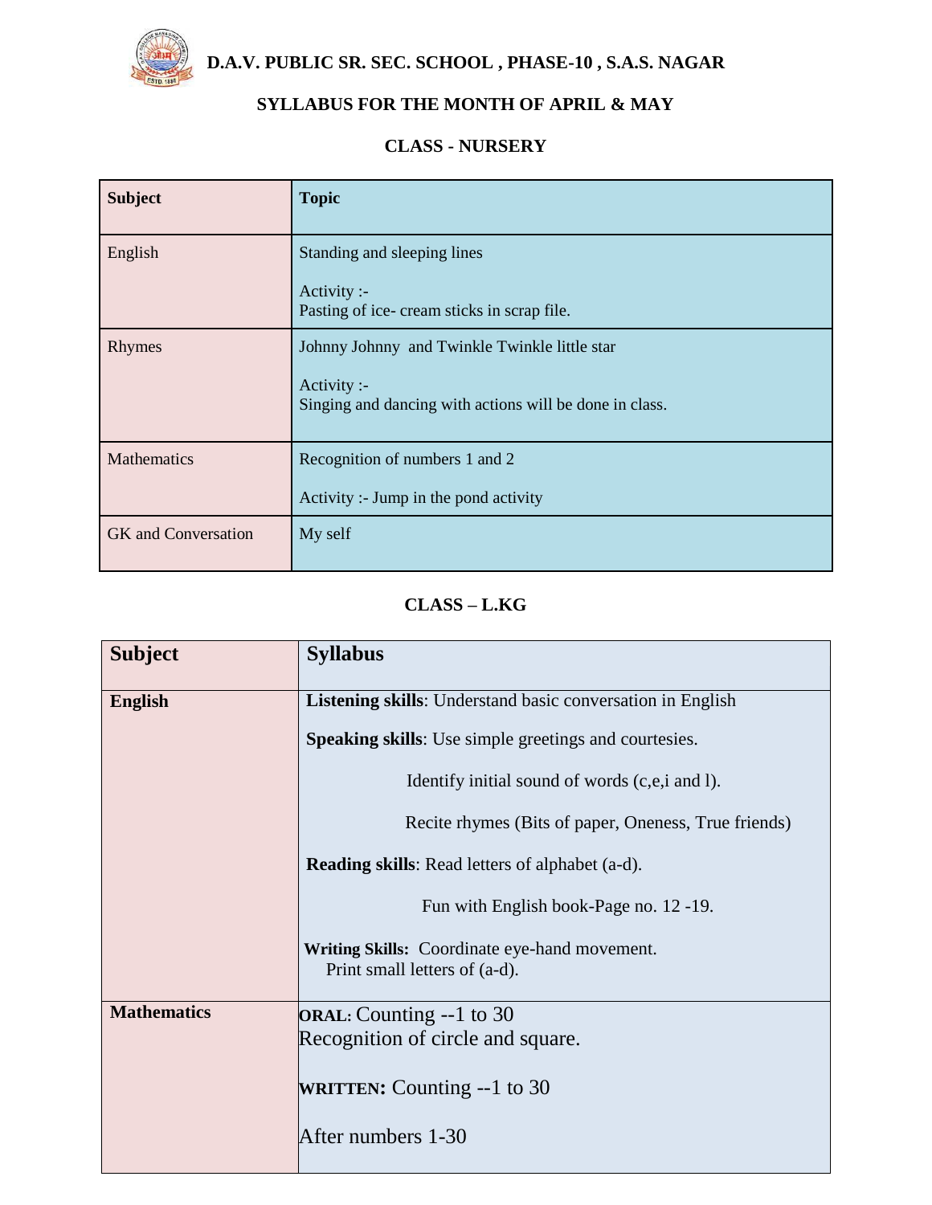# D.A.V. PUBLIC SR. SEC. SCHOOL , PHASE-10 , S.A.S. NAGAR

## SYLLABUS FOR THE MONTH OF APRIL & MAY

### CLASS - NURSERY

| Subject | Topic |
|---|---|
| English | Standing and sleeping lines<br><br>Activity :-<br>Pasting of ice- cream sticks in scrap file. |
| Rhymes | Johnny Johnny and Twinkle Twinkle little star<br><br>Activity :-<br>Singing and dancing with actions will be done in class. |
| Mathematics | Recognition of numbers 1 and 2<br><br>Activity :- Jump in the pond activity |
| GK and Conversation | My self |

### CLASS – L.KG

| Subject | Syllabus |
|---|---|
| **English** | **Listening skills**: Understand basic conversation in English<br><br>**Speaking skills**: Use simple greetings and courtesies.<br><br>Identify initial sound of words (c,e,i and l).<br><br>Recite rhymes (Bits of paper, Oneness, True friends)<br><br>**Reading skills**: Read letters of alphabet (a-d).<br><br>Fun with English book-Page no. 12 -19.<br><br>**Writing Skills:** Coordinate eye-hand movement.<br>Print small letters of (a-d). |
| **Mathematics** | **ORAL:** Counting --1 to 30<br>Recognition of circle and square.<br><br>**WRITTEN:** Counting --1 to 30<br><br>After numbers 1-30 |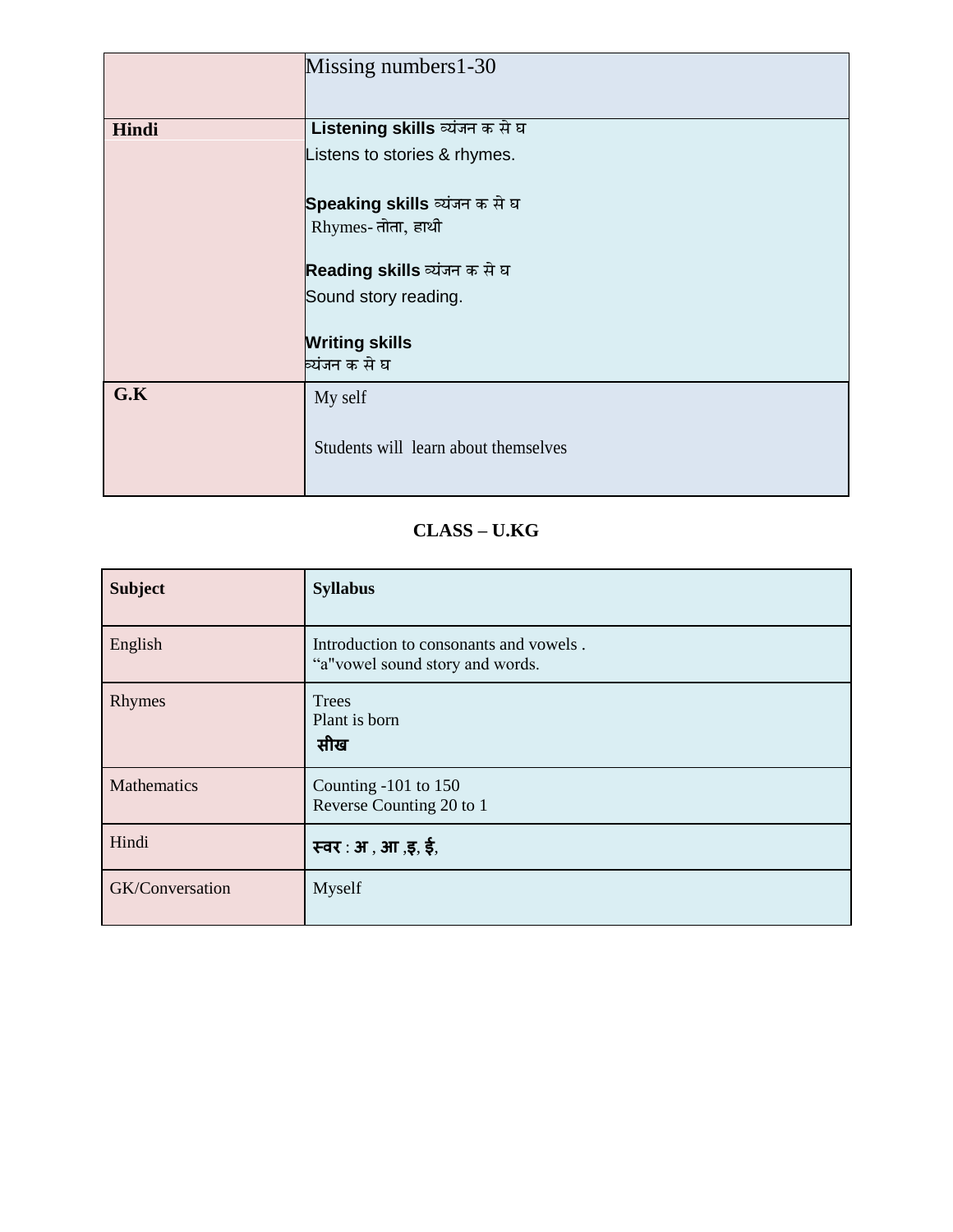| | |
|---|---|
| | Missing numbers1-30 |
| **Hindi** | **Listening skills** व्यंजन क से घ<br>Listens to stories & rhymes.<br><br>**Speaking skills** व्यंजन क से घ<br>Rhymes- तोता, हाथी<br><br>**Reading skills** व्यंजन क से घ<br>Sound story reading.<br><br>**Writing skills**<br>व्यंजन क से घ |
| **G.K** | My self<br><br>Students will learn about themselves |

## CLASS – U.KG

| **Subject** | **Syllabus** |
|---|---|
| English | Introduction to consonants and vowels .<br>“a"vowel sound story and words. |
| Rhymes | Trees<br>Plant is born<br>**सीख** |
| Mathematics | Counting -101 to 150<br>Reverse Counting 20 to 1 |
| Hindi | **स्वर** : **अ** , **आ** ,**इ**, **ई**, |
| GK/Conversation | Myself |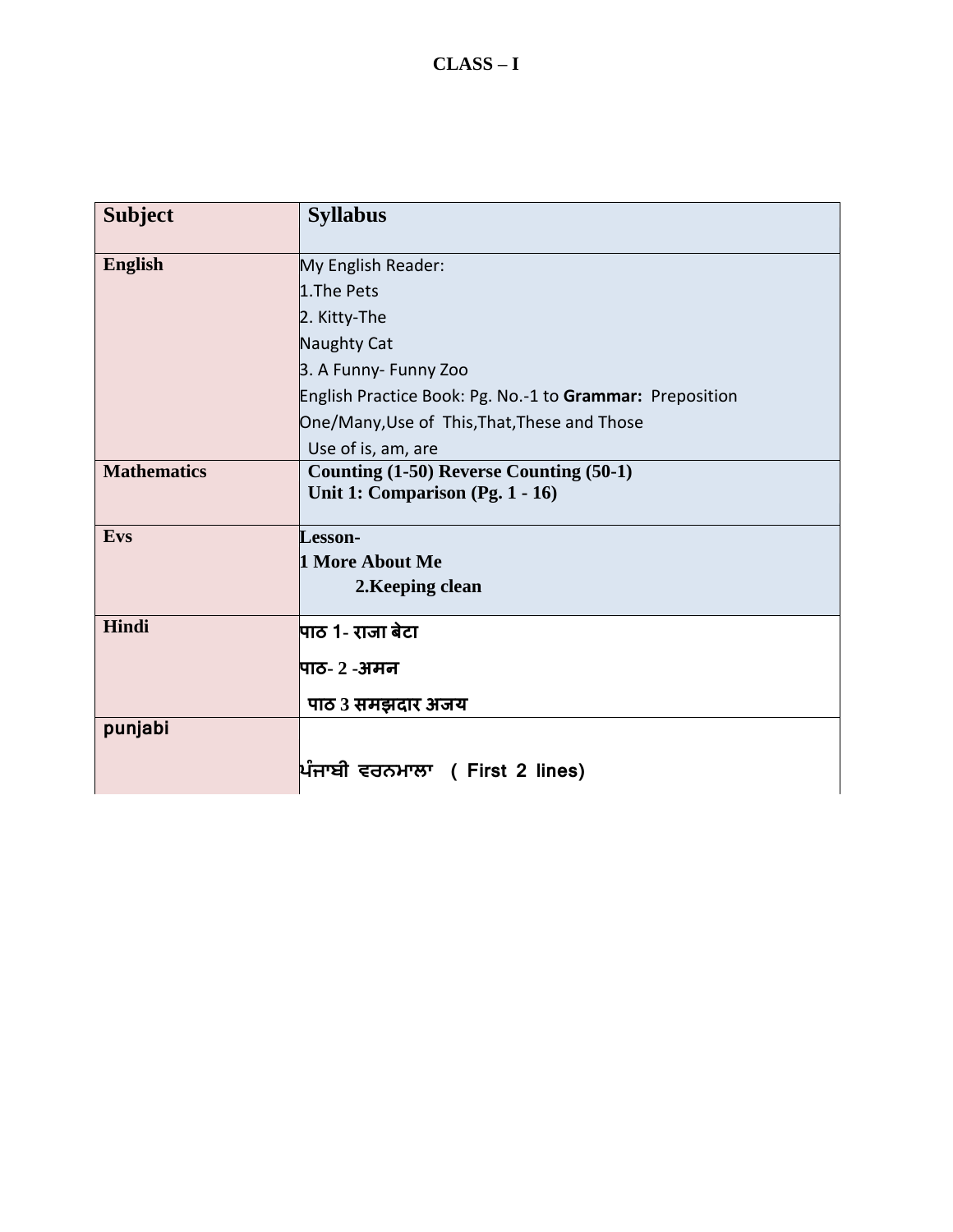# CLASS – I

| Subject | Syllabus |
|---|---|
| **English** | My English Reader:<br>1.The Pets<br>2. Kitty-The<br>Naughty Cat<br>3. A Funny- Funny Zoo<br>English Practice Book: Pg. No.-1 to **Grammar:** Preposition<br>One/Many,Use of This,That,These and Those<br>Use of is, am, are |
| **Mathematics** | **Counting (1-50) Reverse Counting (50-1)**<br>**Unit 1: Comparison (Pg. 1 - 16)** |
| **Evs** | **Lesson-**<br>**1 More About Me**<br>**2.Keeping clean** |
| **Hindi** | **पाठ 1- राजा बेटा**<br>**पाठ- 2 -अमन**<br>**पाठ 3 समझदार अजय** |
| **punjabi** | **ਪੰਜਾਬੀ ਵਰਨਮਾਲਾ ( First 2 lines)** |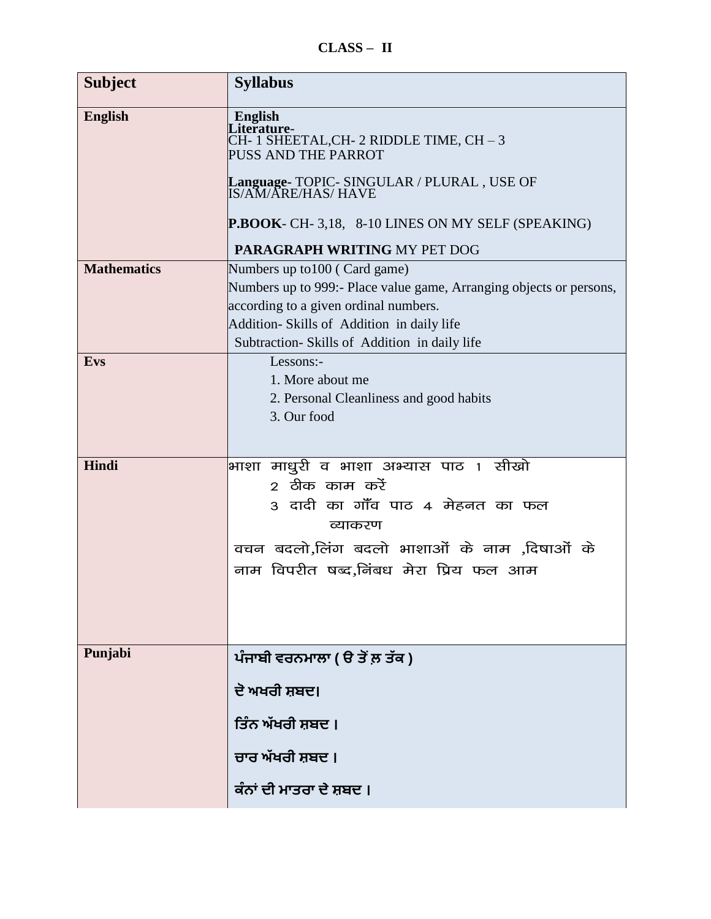**CLASS – II**

| Subject | Syllabus |
|---|---|
| **English** | **English**<br>**Literature-**<br>CH- 1 SHEETAL,CH- 2 RIDDLE TIME, CH – 3 PUSS AND THE PARROT<br><br>**Language-** TOPIC- SINGULAR / PLURAL , USE OF IS/AM/ARE/HAS/ HAVE<br><br>**P.BOOK**- CH- 3,18, 8-10 LINES ON MY SELF (SPEAKING)<br><br>**PARAGRAPH WRITING** MY PET DOG |
| **Mathematics** | Numbers up to100 ( Card game)<br>Numbers up to 999:- Place value game, Arranging objects or persons, according to a given ordinal numbers.<br>Addition- Skills of Addition in daily life<br>Subtraction- Skills of Addition in daily life |
| **Evs** | Lessons:-<br>1. More about me<br>2. Personal Cleanliness and good habits<br>3. Our food |
| **Hindi** | भाशा माधुरी व भाशा अभ्यास पाठ 1 सीखो<br>2 ठीक काम करें<br>3 दादी का गॉंव पाठ 4 मेहनत का फल<br>व्याकरण<br>वचन बदलो,लिंग बदलो भाशाओं के नाम ,दिषाओं के नाम विपरीत षब्द,निंबध मेरा प्रिय फल आम |
| **Punjabi** | **ਪੰਜਾਬੀ ਵਰਨਮਾਲਾ ( ੳ ਤੋਂ ਲ਼ ਤੱਕ )**<br><br>**ਦੋ ਅਖਰੀ ਸ਼ਬਦ।**<br><br>**ਤਿੰਨ ਅੱਖਰੀ ਸ਼ਬਦ ।**<br><br>**ਚਾਰ ਅੱਖਰੀ ਸ਼ਬਦ ।**<br><br>**ਕੰਨਾਂ ਦੀ ਮਾਤਰਾ ਦੇ ਸ਼ਬਦ ।** |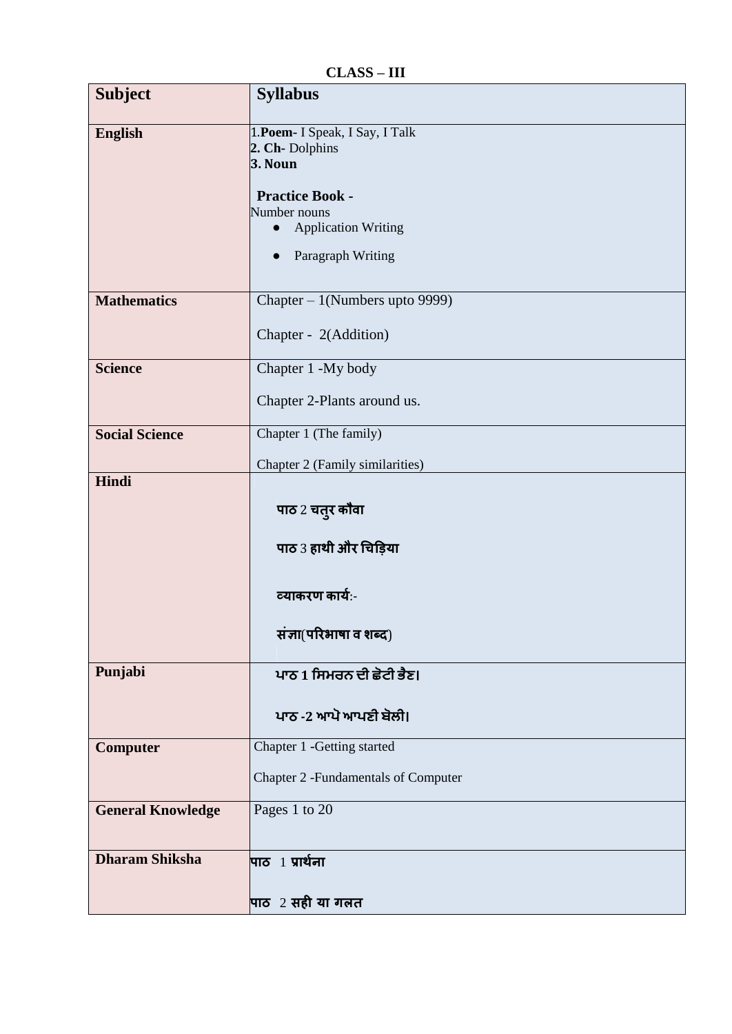**CLASS – III**

| Subject | Syllabus |
|---|---|
| **English** | 1.**Poem-** I Speak, I Say, I Talk<br>**2. Ch-** Dolphins<br>**3. Noun**<br><br>**Practice Book -**<br>Number nouns<br>• Application Writing<br>• Paragraph Writing |
| **Mathematics** | Chapter – 1(Numbers upto 9999)<br><br>Chapter - 2(Addition) |
| **Science** | Chapter 1 -My body<br><br>Chapter 2-Plants around us. |
| **Social Science** | Chapter 1 (The family)<br><br>Chapter 2 (Family similarities) |
| **Hindi** | **पाठ** 2 **चतुर कौवा**<br><br>**पाठ** 3 **हाथी और चिड़िया**<br><br>**व्याकरण कार्य**:-<br><br>**संज्ञा**(**परिभाषा व शब्द**) |
| **Punjabi** | **ਪਾਠ 1 ਸਿਮਰਨ ਦੀ ਛੋਟੀ ਭੈਣ।**<br><br>**ਪਾਠ -2 ਆਪੋ ਆਪਣੀ ਬੋਲੀ।** |
| **Computer** | Chapter 1 -Getting started<br><br>Chapter 2 -Fundamentals of Computer |
| **General Knowledge** | Pages 1 to 20 |
| **Dharam Shiksha** | **पाठ** 1 **प्रार्थना**<br><br>**पाठ** 2 **सही या गलत** |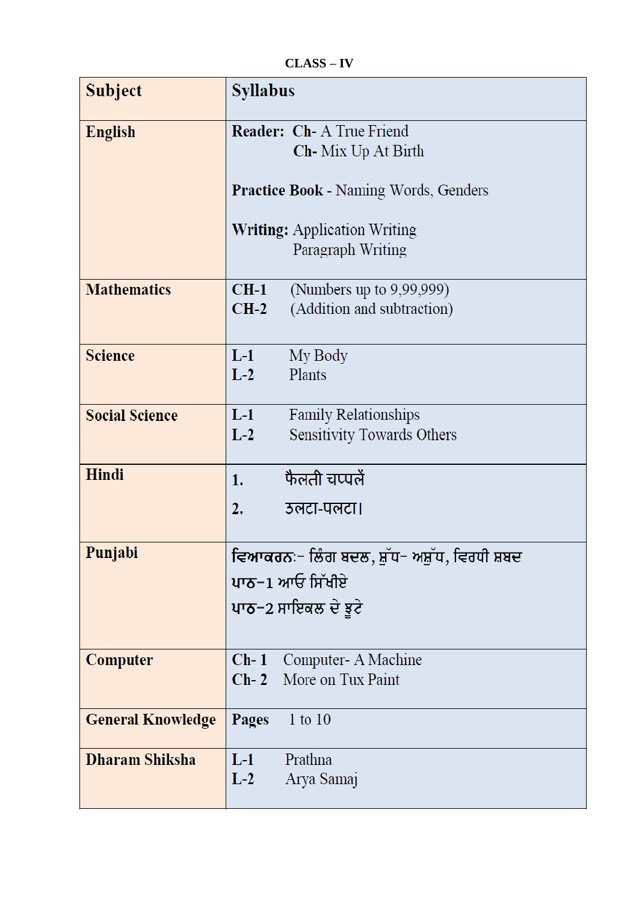**CLASS – IV**

| Subject | Syllabus |
|---|---|
| **English** | **Reader:** **Ch-** A True Friend<br>**Ch-** Mix Up At Birth<br><br>**Practice Book** - Naming Words, Genders<br><br>**Writing:** Application Writing<br>Paragraph Writing |
| **Mathematics** | **CH-1** (Numbers up to 9,99,999)<br>**CH-2** (Addition and subtraction) |
| **Science** | **L-1** My Body<br>**L-2** Plants |
| **Social Science** | **L-1** Family Relationships<br>**L-2** Sensitivity Towards Others |
| **Hindi** | **1.** फैलती चप्पलें<br>**2.** उलटा-पलटा। |
| **Punjabi** | ਵਿਆਕਰਨ:- ਲਿੰਗ ਬਦਲ, ਸ਼ੁੱਧ- ਅਸ਼ੁੱਧ, ਵਿਰਧੀ ਸ਼ਬਦ<br>ਪਾਠ-1 ਆਓ ਸਿੱਖੀਏ<br>ਪਾਠ-2 ਸਾਇਕਲ ਦੇ ਝੂਟੇ |
| **Computer** | **Ch- 1** Computer- A Machine<br>**Ch- 2** More on Tux Paint |
| **General Knowledge** | **Pages** 1 to 10 |
| **Dharam Shiksha** | **L-1** Prathna<br>**L-2** Arya Samaj |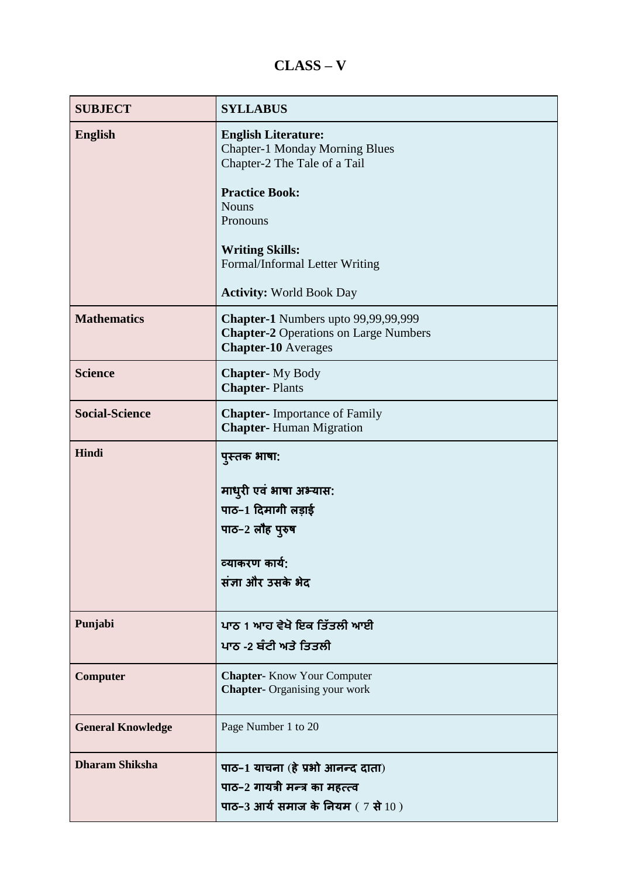# CLASS – V

| SUBJECT | SYLLABUS |
|---|---|
| **English** | **English Literature:**<br>Chapter-1 Monday Morning Blues<br>Chapter-2 The Tale of a Tail<br><br>**Practice Book:**<br>Nouns<br>Pronouns<br><br>**Writing Skills:**<br>Formal/Informal Letter Writing<br><br>**Activity:** World Book Day |
| **Mathematics** | **Chapter-1** Numbers upto 99,99,99,999<br>**Chapter-2** Operations on Large Numbers<br>**Chapter-10** Averages |
| **Science** | **Chapter-** My Body<br>**Chapter-** Plants |
| **Social-Science** | **Chapter-** Importance of Family<br>**Chapter-** Human Migration |
| **Hindi** | **पुस्तक भाषा:**<br><br>**माधुरी एवं भाषा अभ्यास:**<br>**पाठ–1 दिमागी लड़ाई**<br>**पाठ–2 लौह पुरुष**<br><br>**व्याकरण कार्य:**<br>**संज्ञा और उसके भेद** |
| **Punjabi** | **ਪਾਠ 1 ਆਹ ਵੇਖੋ ਇਕ ਤਿੱਤਲੀ ਆਈ**<br>**ਪਾਠ -2 ਬੰਟੀ ਅਤੇ ਤਿਤਲੀ** |
| **Computer** | **Chapter-** Know Your Computer<br>**Chapter-** Organising your work |
| **General Knowledge** | Page Number 1 to 20 |
| **Dharam Shiksha** | **पाठ–1 याचना (हे प्रभो आनन्द दाता)**<br>**पाठ–2 गायत्री मन्त्र का महत्त्व**<br>**पाठ–3 आर्य समाज के नियम** ( 7 **से** 10 ) |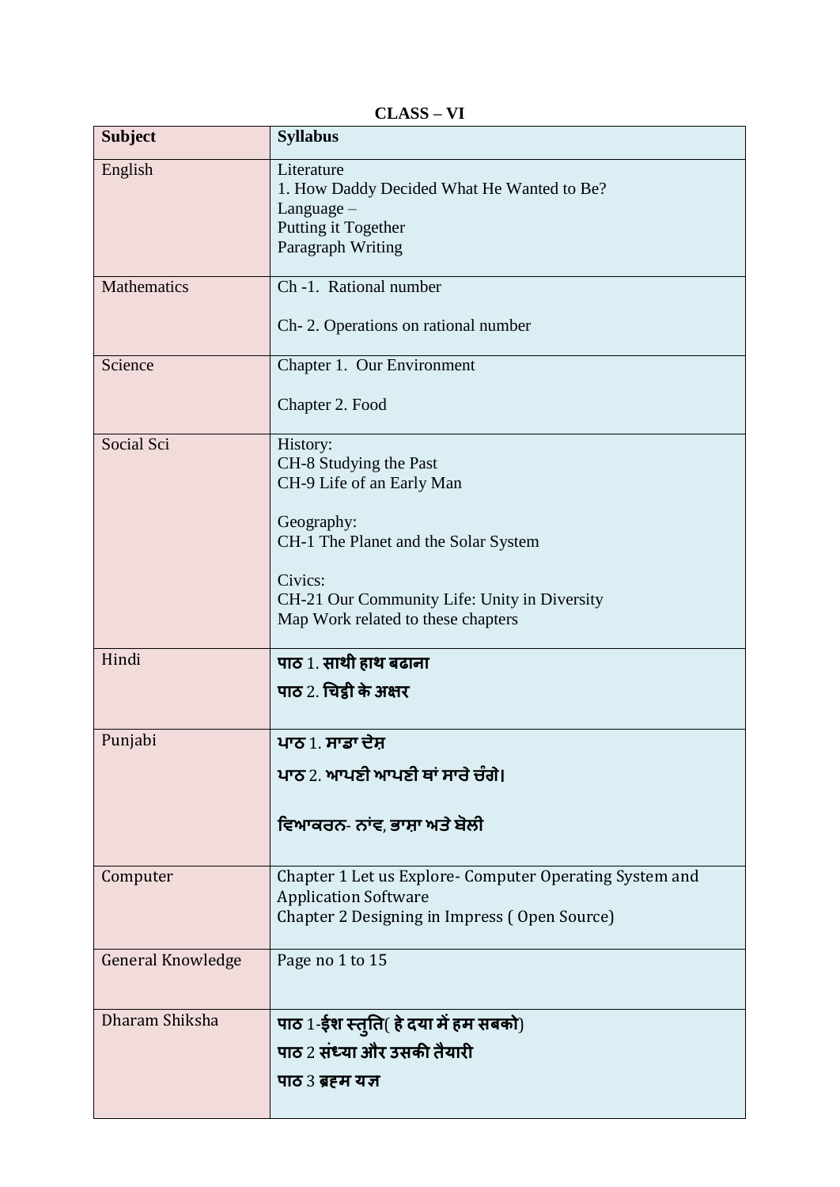**CLASS – VI**

| Subject | Syllabus |
|---|---|
| English | Literature<br>1. How Daddy Decided What He Wanted to Be?<br>Language –<br>Putting it Together<br>Paragraph Writing |
| Mathematics | Ch -1. Rational number<br><br>Ch- 2. Operations on rational number |
| Science | Chapter 1. Our Environment<br><br>Chapter 2. Food |
| Social Sci | History:<br>CH-8 Studying the Past<br>CH-9 Life of an Early Man<br><br>Geography:<br>CH-1 The Planet and the Solar System<br><br>Civics:<br>CH-21 Our Community Life: Unity in Diversity<br>Map Work related to these chapters |
| Hindi | **पाठ** 1. **साथी हाथ बढाना**<br>**पाठ** 2. **चिट्ठी के अक्षर** |
| Punjabi | **ਪਾਠ** 1. **ਸਾਡਾ ਦੇਸ਼**<br>**ਪਾਠ** 2. **ਆਪਣੀ ਆਪਣੀ ਥਾਂ ਸਾਰੇ ਚੰਗੇ।**<br><br>**ਵਿਆਕਰਨ- ਨਾਂਵ, ਭਾਸ਼ਾ ਅਤੇ ਬੋਲੀ** |
| Computer | Chapter 1 Let us Explore- Computer Operating System and Application Software<br>Chapter 2 Designing in Impress ( Open Source) |
| General Knowledge | Page no 1 to 15 |
| Dharam Shiksha | **पाठ** 1-**ईश स्तुति**( **हे दया में हम सबको**)<br>**पाठ** 2 **संध्या और उसकी तैयारी**<br>**पाठ** 3 **ब्रहम यज्ञ** |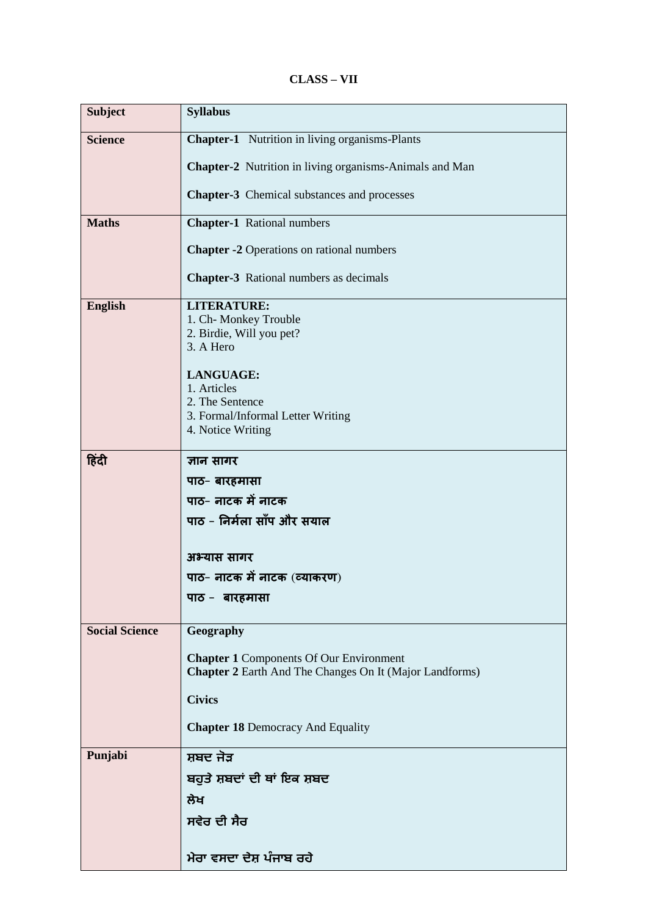**CLASS – VII**

| Subject | Syllabus |
|---|---|
| **Science** | **Chapter-1** Nutrition in living organisms-Plants<br><br>**Chapter-2** Nutrition in living organisms-Animals and Man<br><br>**Chapter-3** Chemical substances and processes |
| **Maths** | **Chapter-1** Rational numbers<br><br>**Chapter -2** Operations on rational numbers<br><br>**Chapter-3** Rational numbers as decimals |
| **English** | **LITERATURE:**<br>1. Ch- Monkey Trouble<br>2. Birdie, Will you pet?<br>3. A Hero<br><br>**LANGUAGE:**<br>1. Articles<br>2. The Sentence<br>3. Formal/Informal Letter Writing<br>4. Notice Writing |
| **हिंदी** | **ज्ञान सागर**<br>**पाठ- बारहमासा**<br>**पाठ- नाटक में नाटक**<br>**पाठ - निर्मला साँप और सयाल**<br><br>**अभ्यास सागर**<br>**पाठ- नाटक में नाटक (व्याकरण)**<br>**पाठ - बारहमासा** |
| **Social Science** | **Geography**<br><br>**Chapter 1** Components Of Our Environment<br>**Chapter 2** Earth And The Changes On It (Major Landforms)<br><br>**Civics**<br><br>**Chapter 18** Democracy And Equality |
| **Punjabi** | **ਸ਼ਬਦ ਜੋੜ**<br>**ਬਹੁਤੇ ਸ਼ਬਦਾਂ ਦੀ ਥਾਂ ਇਕ ਸ਼ਬਦ**<br>**ਲੇਖ**<br>**ਸਵੇਰ ਦੀ ਸੈਰ**<br><br>**ਮੇਰਾ ਵਸਦਾ ਦੇਸ਼ ਪੰਜਾਬ ਰਹੇ** |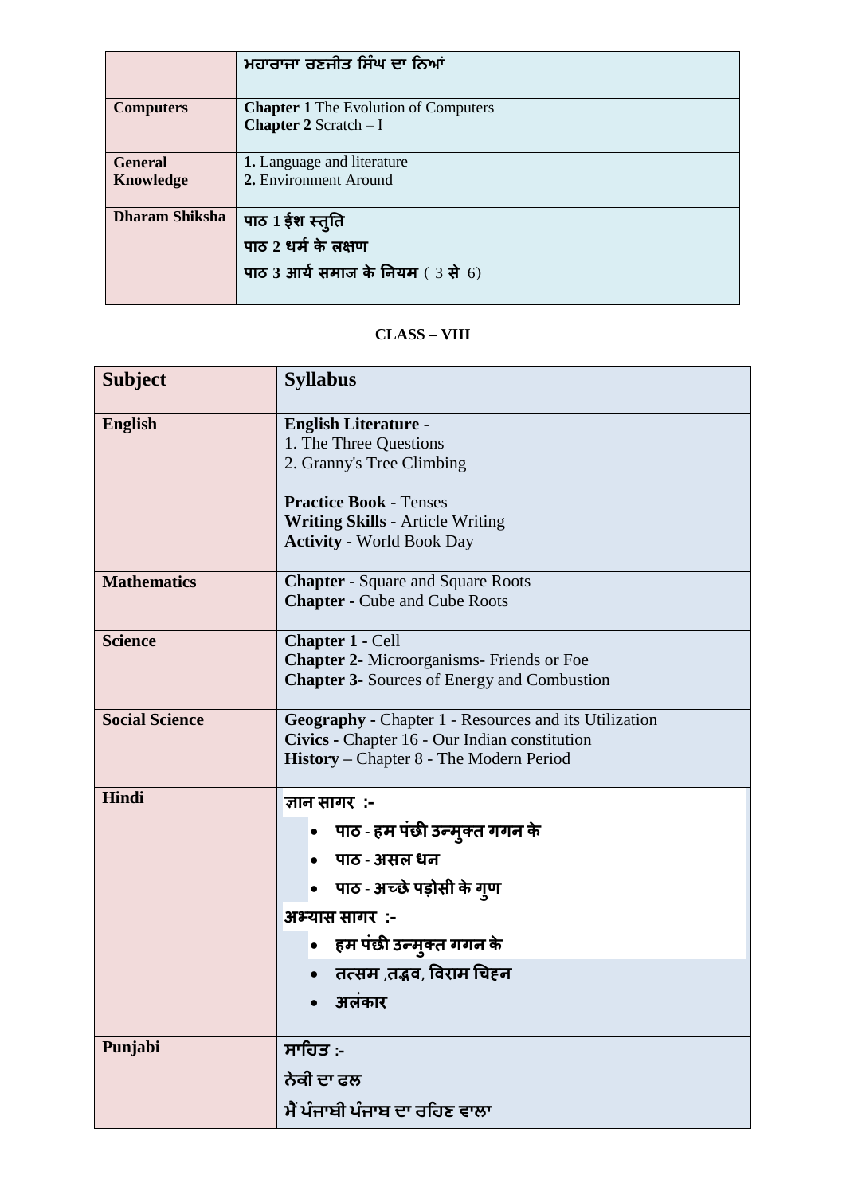| | |
|---|---|
| | ਮਹਾਰਾਜਾ ਰਣਜੀਤ ਸਿੰਘ ਦਾ ਨਿਆਂ |
| **Computers** | **Chapter 1** The Evolution of Computers<br>**Chapter 2** Scratch – I |
| **General Knowledge** | **1.** Language and literature<br>**2.** Environment Around |
| **Dharam Shiksha** | **पाठ 1 ईश स्तुति**<br>**पाठ 2 धर्म के लक्षण**<br>**पाठ 3 आर्य समाज के नियम** ( 3 **से** 6) |

**CLASS – VIII**

| **Subject** | **Syllabus** |
|---|---|
| **English** | **English Literature -**<br>1. The Three Questions<br>2. Granny's Tree Climbing<br><br>**Practice Book -** Tenses<br>**Writing Skills -** Article Writing<br>**Activity -** World Book Day |
| **Mathematics** | **Chapter -** Square and Square Roots<br>**Chapter -** Cube and Cube Roots |
| **Science** | **Chapter 1 -** Cell<br>**Chapter 2-** Microorganisms- Friends or Foe<br>**Chapter 3-** Sources of Energy and Combustion |
| **Social Science** | **Geography -** Chapter 1 - Resources and its Utilization<br>**Civics -** Chapter 16 - Our Indian constitution<br>**History** – Chapter 8 - The Modern Period |
| **Hindi** | **ज्ञान सागर :-**<br>• **पाठ - हम पंछी उन्मुक्त गगन के**<br>• **पाठ - असल धन**<br>• **पाठ - अच्छे पड़ोसी के गुण**<br>**अभ्यास सागर :-**<br>• **हम पंछी उन्मुक्त गगन के**<br>• **तत्सम ,तद्भव, विराम चिह्न**<br>• **अलंकार** |
| **Punjabi** | **ਸਾਹਿਤ :-**<br>**ਨੇਕੀ ਦਾ ਫਲ**<br>**ਮੈਂ ਪੰਜਾਬੀ ਪੰਜਾਬ ਦਾ ਰਹਿਣ ਵਾਲਾ** |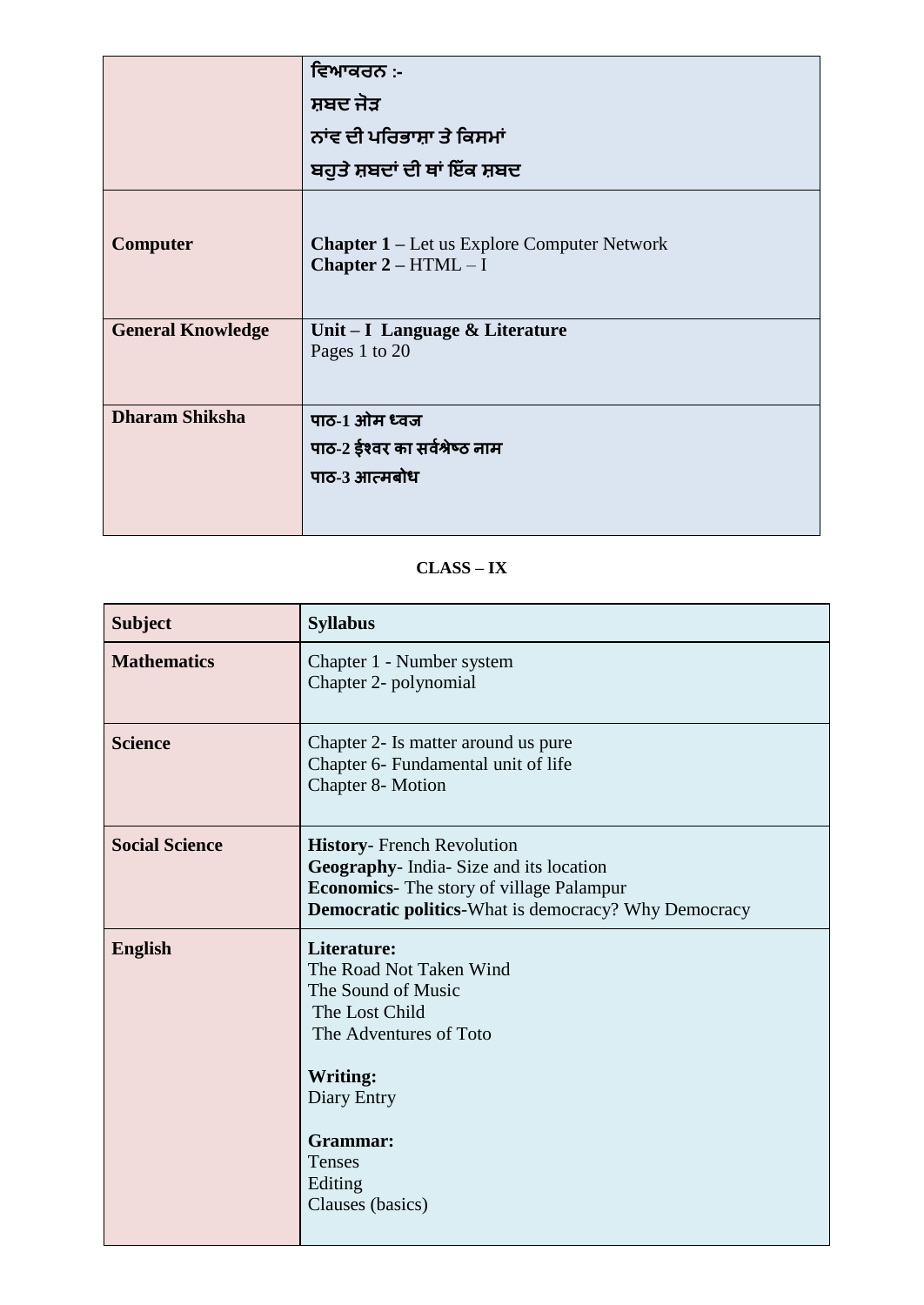| | |
|---|---|
| | ਵਿਆਕਰਨ :-<br>ਸ਼ਬਦ ਜੋੜ<br>ਨਾਂਵ ਦੀ ਪਰਿਭਾਸ਼ਾ ਤੇ ਕਿਸਮਾਂ<br>ਬਹੁਤੇ ਸ਼ਬਦਾਂ ਦੀ ਥਾਂ ਇੱਕ ਸ਼ਬਦ |
| **Computer** | **Chapter 1 –** Let us Explore Computer Network<br>**Chapter 2 –** HTML – I |
| **General Knowledge** | **Unit – I Language & Literature**<br>Pages 1 to 20 |
| **Dharam Shiksha** | **पाठ-1 ओम ध्वज**<br>**पाठ-2 ईश्वर का सर्वश्रेष्ठ नाम**<br>**पाठ-3 आत्मबोध** |

**CLASS – IX**

| **Subject** | **Syllabus** |
|---|---|
| **Mathematics** | Chapter 1 - Number system<br>Chapter 2- polynomial |
| **Science** | Chapter 2- Is matter around us pure<br>Chapter 6- Fundamental unit of life<br>Chapter 8- Motion |
| **Social Science** | **History**- French Revolution<br>**Geography**- India- Size and its location<br>**Economics**- The story of village Palampur<br>**Democratic politics**-What is democracy? Why Democracy |
| **English** | **Literature:**<br>The Road Not Taken Wind<br>The Sound of Music<br>The Lost Child<br>The Adventures of Toto<br><br>**Writing:**<br>Diary Entry<br><br>**Grammar:**<br>Tenses<br>Editing<br>Clauses (basics) |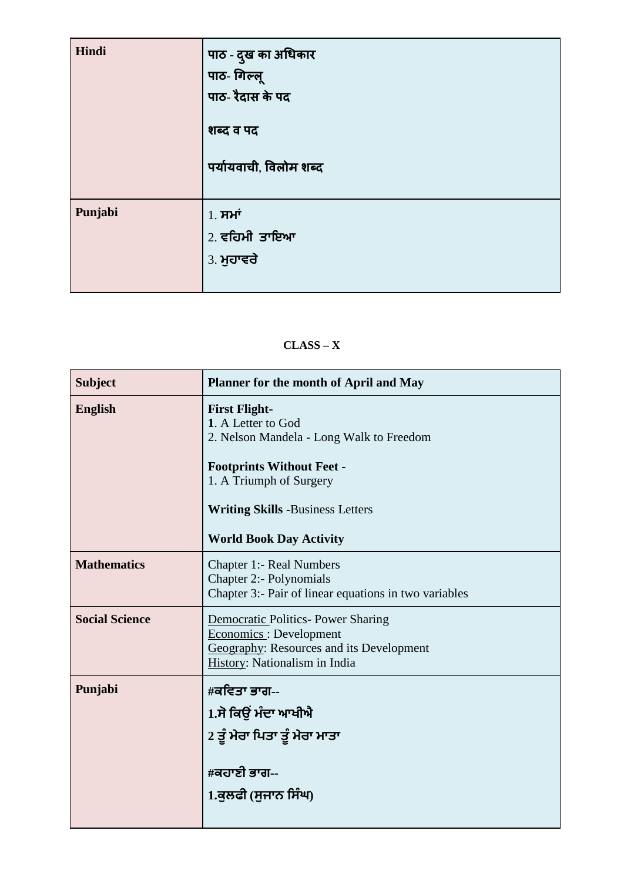| Hindi | **पाठ - दुख का अधिकार**<br>**पाठ- गिल्लू**<br>**पाठ- रैदास के पद**<br><br>**शब्द व पद**<br><br>**पर्यायवाची, विलोम शब्द** |
|---|---|
| **Punjabi** | 1. **ਸਮਾਂ**<br>2. **ਵਹਿਮੀ ਤਾਇਆ**<br>3. **ਮੁਹਾਵਰੇ** |

**CLASS – X**

| Subject | Planner for the month of April and May |
|---|---|
| **English** | **First Flight-**<br>**1**. A Letter to God<br>2. Nelson Mandela - Long Walk to Freedom<br><br>**Footprints Without Feet -**<br>1. A Triumph of Surgery<br><br>**Writing Skills** -Business Letters<br><br>**World Book Day Activity** |
| **Mathematics** | Chapter 1:- Real Numbers<br>Chapter 2:- Polynomials<br>Chapter 3:- Pair of linear equations in two variables |
| **Social Science** | Democratic Politics- Power Sharing<br>Economics : Development<br>Geography: Resources and its Development<br>History: Nationalism in India |
| **Punjabi** | **#ਕਵਿਤਾ ਭਾਗ--**<br>**1.ਸੋ ਕਿਉਂ ਮੰਦਾ ਆਖੀਐ**<br>**2 ਤੂੰ ਮੇਰਾ ਪਿਤਾ ਤੂੰ ਮੇਰਾ ਮਾਤਾ**<br><br>**#ਕਹਾਣੀ ਭਾਗ--**<br>**1.ਕੁਲਫੀ (ਸੁਜਾਨ ਸਿੰਘ)** |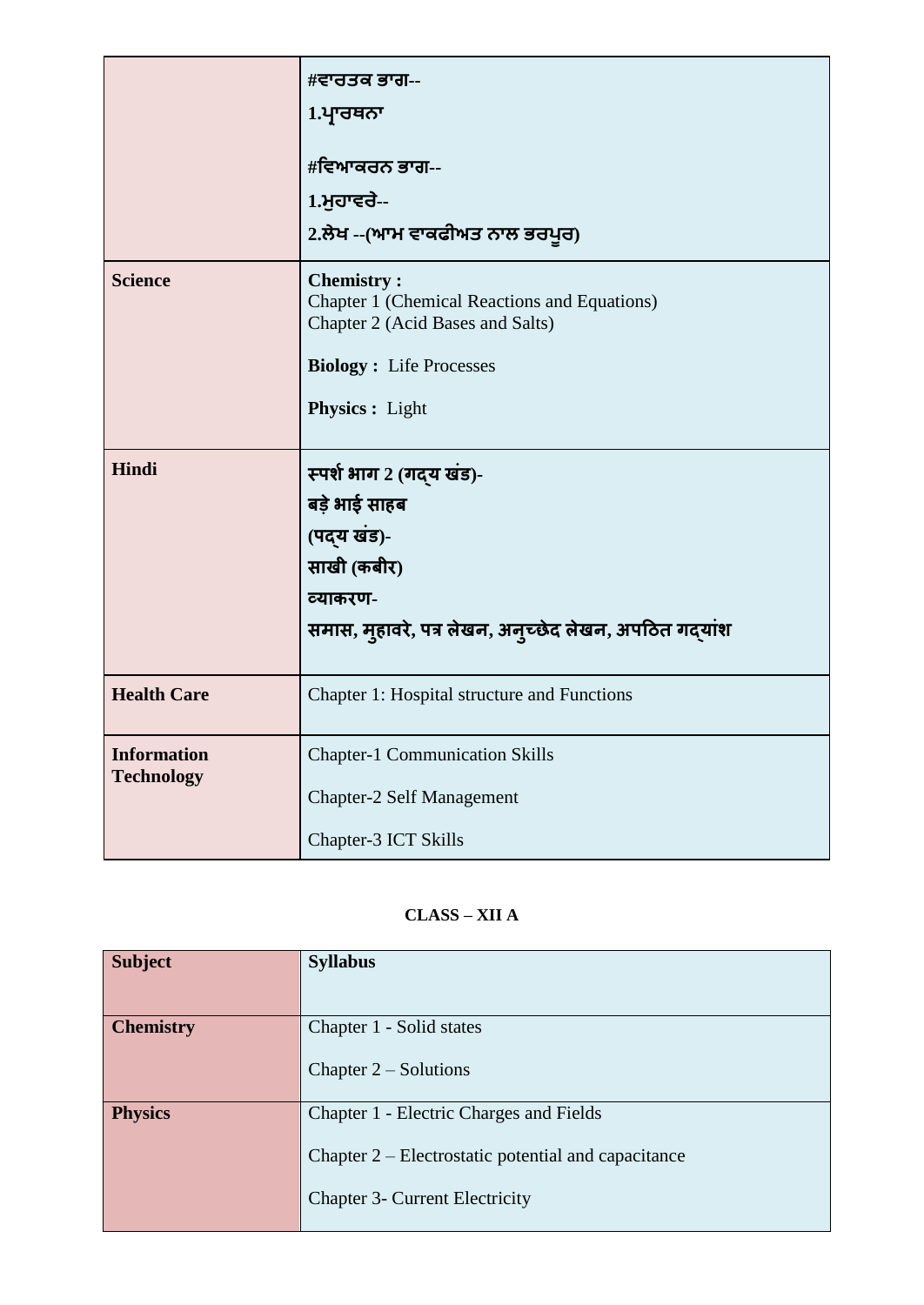|  |  |
|---|---|
|  | **#ਵਾਰਤਕ ਭਾਗ--**<br>**1.ਪ੍ਰਾਰਥਨਾ**<br><br>**#ਵਿਆਕਰਨ ਭਾਗ--**<br>**1.ਮੁਹਾਵਰੇ--**<br>**2.ਲੇਖ --(ਆਮ ਵਾਕਫੀਅਤ ਨਾਲ ਭਰਪੂਰ)** |
| **Science** | **Chemistry :**<br>Chapter 1 (Chemical Reactions and Equations)<br>Chapter 2 (Acid Bases and Salts)<br><br>**Biology :** Life Processes<br><br>**Physics :** Light |
| **Hindi** | **स्पर्श भाग 2 (गद्य खंड)-**<br>**बड़े भाई साहब**<br>**(पद्य खंड)-**<br>**साखी (कबीर)**<br>**व्याकरण-**<br>**समास, मुहावरे, पत्र लेखन, अनुच्छेद लेखन, अपठित गद्यांश** |
| **Health Care** | Chapter 1: Hospital structure and Functions |
| **Information Technology** | Chapter-1 Communication Skills<br><br>Chapter-2 Self Management<br><br>Chapter-3 ICT Skills |

**CLASS – XII A**

| **Subject** | **Syllabus** |
|---|---|
| **Chemistry** | Chapter 1 - Solid states<br><br>Chapter 2 – Solutions |
| **Physics** | Chapter 1 - Electric Charges and Fields<br><br>Chapter 2 – Electrostatic potential and capacitance<br><br>Chapter 3- Current Electricity |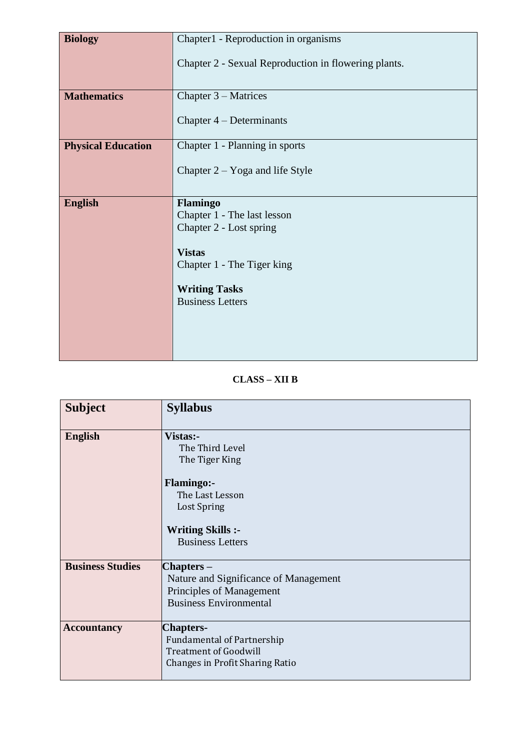| | |
|---|---|
| **Biology** | Chapter1 - Reproduction in organisms<br><br>Chapter 2 - Sexual Reproduction in flowering plants. |
| **Mathematics** | Chapter 3 – Matrices<br><br>Chapter 4 – Determinants |
| **Physical Education** | Chapter 1 - Planning in sports<br><br>Chapter 2 – Yoga and life Style |
| **English** | **Flamingo**<br>Chapter 1 - The last lesson<br>Chapter 2 - Lost spring<br><br>**Vistas**<br>Chapter 1 - The Tiger king<br><br>**Writing Tasks**<br>Business Letters |

**CLASS – XII B**

| Subject | Syllabus |
|---|---|
| **English** | **Vistas:-**<br>The Third Level<br>The Tiger King<br><br>**Flamingo:-**<br>The Last Lesson<br>Lost Spring<br><br>**Writing Skills :-**<br>Business Letters |
| **Business Studies** | **Chapters –**<br>Nature and Significance of Management<br>Principles of Management<br>Business Environmental |
| **Accountancy** | **Chapters-**<br>Fundamental of Partnership<br>Treatment of Goodwill<br>Changes in Profit Sharing Ratio |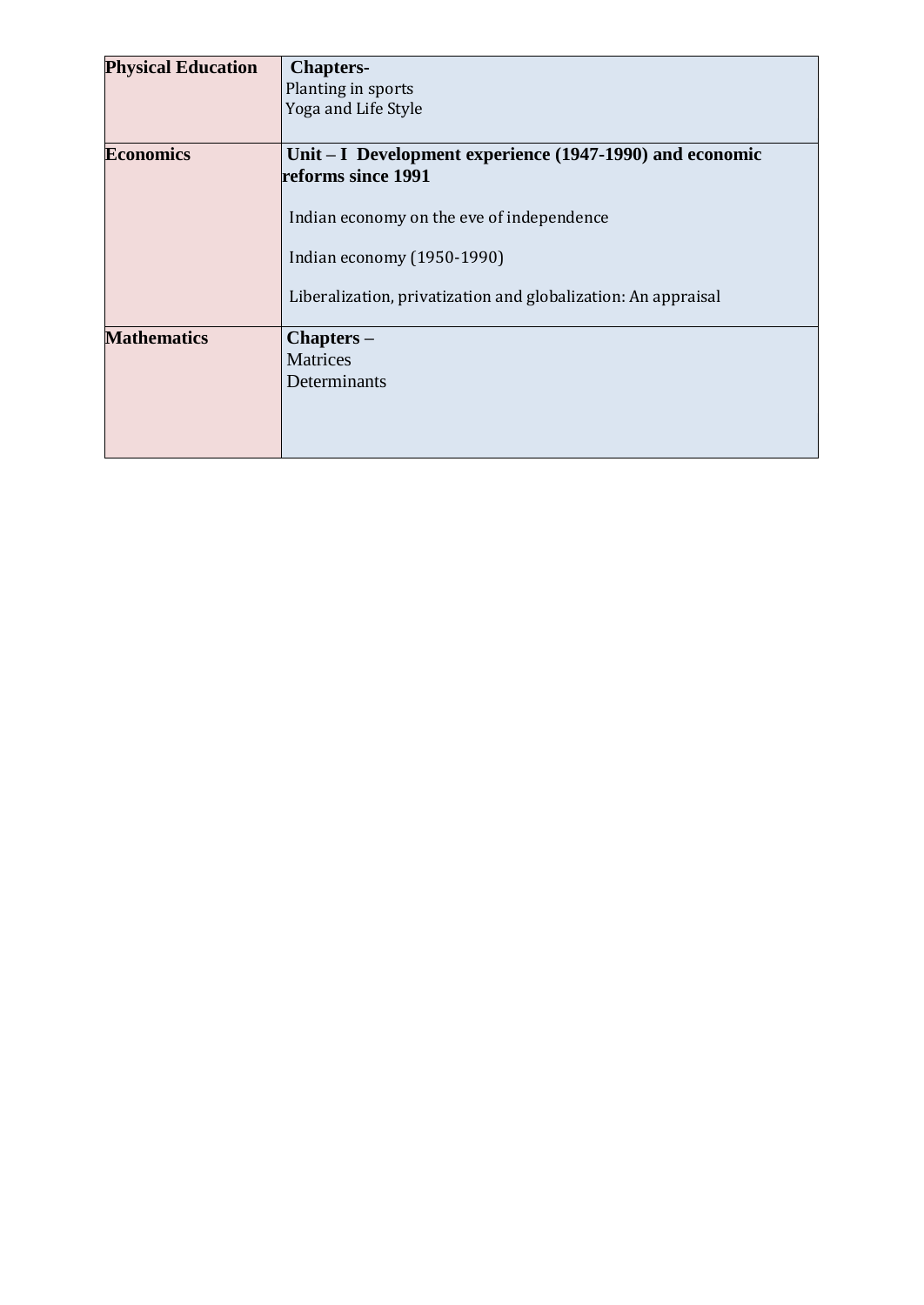| | |
|---|---|
| **Physical Education** | **Chapters-**<br>Planting in sports<br>Yoga and Life Style |
| **Economics** | **Unit – I Development experience (1947-1990) and economic reforms since 1991**<br><br>Indian economy on the eve of independence<br><br>Indian economy (1950-1990)<br><br>Liberalization, privatization and globalization: An appraisal |
| **Mathematics** | **Chapters –**<br>Matrices<br>Determinants |